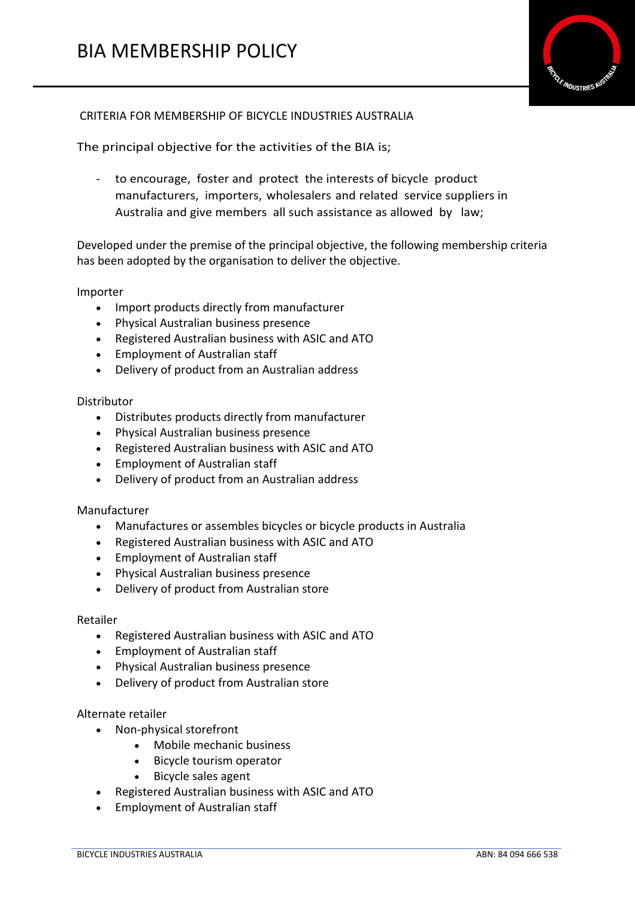# BIA MEMBERSHIP POLICY

CRITERIA FOR MEMBERSHIP OF BICYCLE INDUSTRIES AUSTRALIA

The principal objective for the activities of the BIA is;

- to encourage, foster and protect the interests of bicycle product manufacturers, importers, wholesalers and related service suppliers in Australia and give members all such assistance as allowed by law;

Developed under the premise of the principal objective, the following membership criteria has been adopted by the organisation to deliver the objective.

Importer

- Import products directly from manufacturer
- Physical Australian business presence
- Registered Australian business with ASIC and ATO
- Employment of Australian staff
- Delivery of product from an Australian address

Distributor

- Distributes products directly from manufacturer
- Physical Australian business presence
- Registered Australian business with ASIC and ATO
- Employment of Australian staff
- Delivery of product from an Australian address

Manufacturer

- Manufactures or assembles bicycles or bicycle products in Australia
- Registered Australian business with ASIC and ATO
- Employment of Australian staff
- Physical Australian business presence
- Delivery of product from Australian store

Retailer

- Registered Australian business with ASIC and ATO
- Employment of Australian staff
- Physical Australian business presence
- Delivery of product from Australian store

Alternate retailer

- Non-physical storefront
  - Mobile mechanic business
  - Bicycle tourism operator
  - Bicycle sales agent
- Registered Australian business with ASIC and ATO
- Employment of Australian staff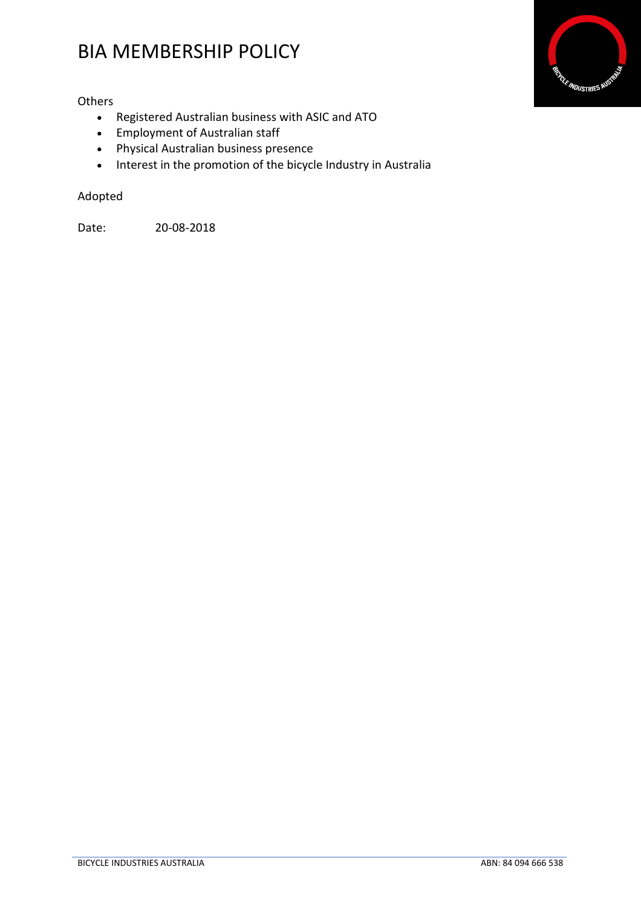# BIA MEMBERSHIP POLICY

Others

- Registered Australian business with ASIC and ATO
- Employment of Australian staff
- Physical Australian business presence
- Interest in the promotion of the bicycle Industry in Australia

Adopted

Date: 20-08-2018